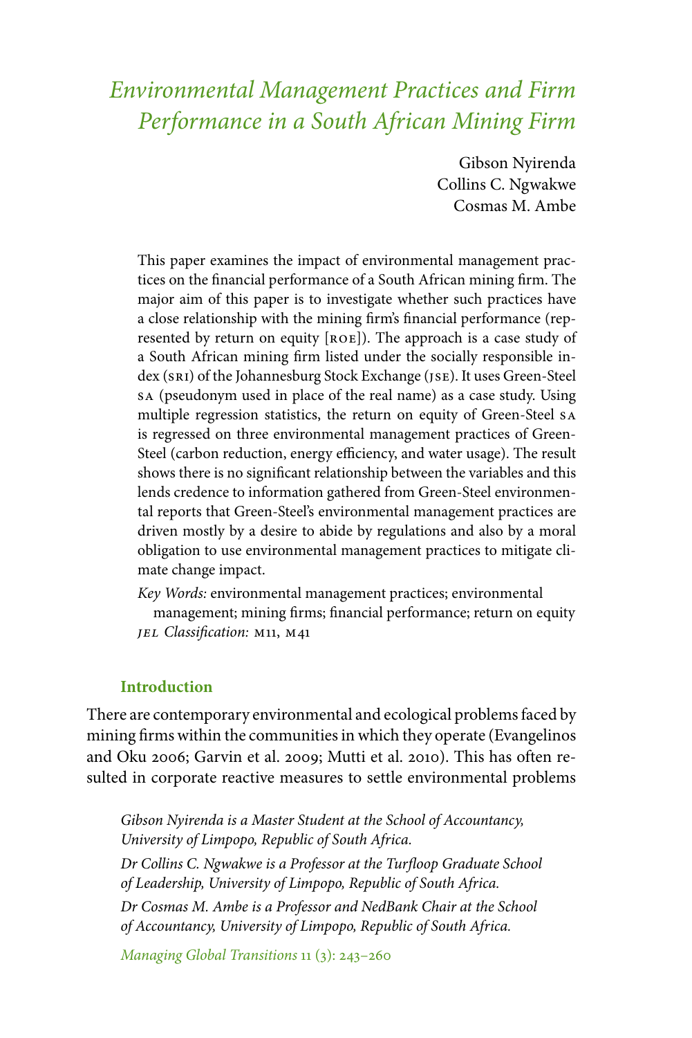# *Environmental Management Practices and Firm Performance in a South African Mining Firm*

Gibson Nyirenda
Collins C. Ngwakwe
Cosmas M. Ambe

This paper examines the impact of environmental management practices on the financial performance of a South African mining firm. The major aim of this paper is to investigate whether such practices have a close relationship with the mining firm's financial performance (represented by return on equity [ROE]). The approach is a case study of a South African mining firm listed under the socially responsible index (SRI) of the Johannesburg Stock Exchange (JSE). It uses Green-Steel SA (pseudonym used in place of the real name) as a case study. Using multiple regression statistics, the return on equity of Green-Steel SA is regressed on three environmental management practices of Green-Steel (carbon reduction, energy efficiency, and water usage). The result shows there is no significant relationship between the variables and this lends credence to information gathered from Green-Steel environmental reports that Green-Steel's environmental management practices are driven mostly by a desire to abide by regulations and also by a moral obligation to use environmental management practices to mitigate climate change impact.

*Key Words:* environmental management practices; environmental management; mining firms; financial performance; return on equity
*JEL Classification:* M11, M41

## Introduction

There are contemporary environmental and ecological problems faced by mining firms within the communities in which they operate (Evangelinos and Oku 2006; Garvin et al. 2009; Mutti et al. 2010). This has often resulted in corporate reactive measures to settle environmental problems

*Gibson Nyirenda is a Master Student at the School of Accountancy, University of Limpopo, Republic of South Africa.*

*Dr Collins C. Ngwakwe is a Professor at the Turfloop Graduate School of Leadership, University of Limpopo, Republic of South Africa.*

*Dr Cosmas M. Ambe is a Professor and NedBank Chair at the School of Accountancy, University of Limpopo, Republic of South Africa.*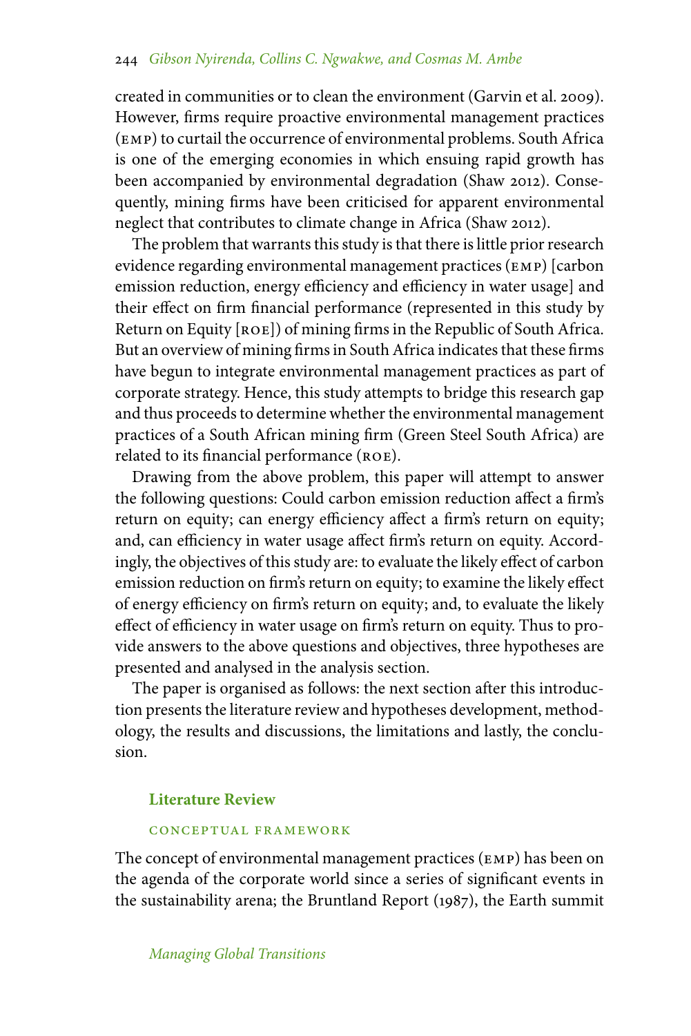created in communities or to clean the environment (Garvin et al. 2009). However, firms require proactive environmental management practices (EMP) to curtail the occurrence of environmental problems. South Africa is one of the emerging economies in which ensuing rapid growth has been accompanied by environmental degradation (Shaw 2012). Consequently, mining firms have been criticised for apparent environmental neglect that contributes to climate change in Africa (Shaw 2012).

The problem that warrants this study is that there is little prior research evidence regarding environmental management practices (EMP) [carbon emission reduction, energy efficiency and efficiency in water usage] and their effect on firm financial performance (represented in this study by Return on Equity [ROE]) of mining firms in the Republic of South Africa. But an overview of mining firms in South Africa indicates that these firms have begun to integrate environmental management practices as part of corporate strategy. Hence, this study attempts to bridge this research gap and thus proceeds to determine whether the environmental management practices of a South African mining firm (Green Steel South Africa) are related to its financial performance (ROE).

Drawing from the above problem, this paper will attempt to answer the following questions: Could carbon emission reduction affect a firm's return on equity; can energy efficiency affect a firm's return on equity; and, can efficiency in water usage affect firm's return on equity. Accordingly, the objectives of this study are: to evaluate the likely effect of carbon emission reduction on firm's return on equity; to examine the likely effect of energy efficiency on firm's return on equity; and, to evaluate the likely effect of efficiency in water usage on firm's return on equity. Thus to provide answers to the above questions and objectives, three hypotheses are presented and analysed in the analysis section.

The paper is organised as follows: the next section after this introduction presents the literature review and hypotheses development, methodology, the results and discussions, the limitations and lastly, the conclusion.

## Literature Review

### CONCEPTUAL FRAMEWORK

The concept of environmental management practices (EMP) has been on the agenda of the corporate world since a series of significant events in the sustainability arena; the Bruntland Report (1987), the Earth summit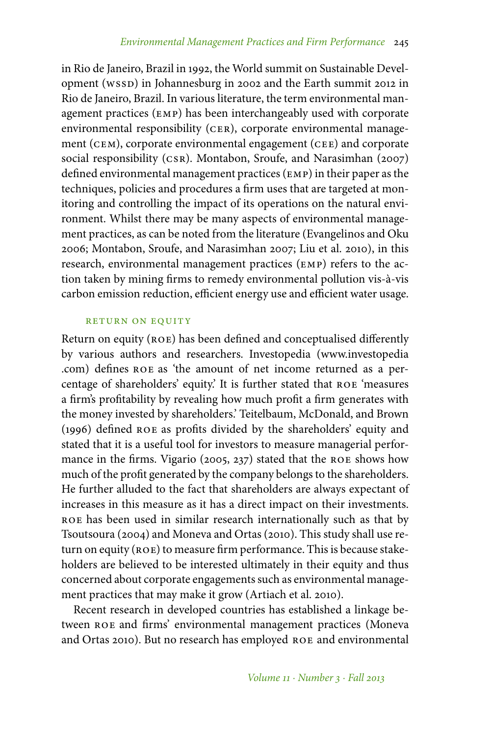in Rio de Janeiro, Brazil in 1992, the World summit on Sustainable Development (WSSD) in Johannesburg in 2002 and the Earth summit 2012 in Rio de Janeiro, Brazil. In various literature, the term environmental management practices (EMP) has been interchangeably used with corporate environmental responsibility (CER), corporate environmental management (CEM), corporate environmental engagement (CEE) and corporate social responsibility (CSR). Montabon, Sroufe, and Narasimhan (2007) defined environmental management practices (EMP) in their paper as the techniques, policies and procedures a firm uses that are targeted at monitoring and controlling the impact of its operations on the natural environment. Whilst there may be many aspects of environmental management practices, as can be noted from the literature (Evangelinos and Oku 2006; Montabon, Sroufe, and Narasimhan 2007; Liu et al. 2010), in this research, environmental management practices (EMP) refers to the action taken by mining firms to remedy environmental pollution vis-à-vis carbon emission reduction, efficient energy use and efficient water usage.

### RETURN ON EQUITY

Return on equity (ROE) has been defined and conceptualised differently by various authors and researchers. Investopedia (www.investopedia.com) defines ROE as 'the amount of net income returned as a percentage of shareholders' equity.' It is further stated that ROE 'measures a firm's profitability by revealing how much profit a firm generates with the money invested by shareholders.' Teitelbaum, McDonald, and Brown (1996) defined ROE as profits divided by the shareholders' equity and stated that it is a useful tool for investors to measure managerial performance in the firms. Vigario (2005, 237) stated that the ROE shows how much of the profit generated by the company belongs to the shareholders. He further alluded to the fact that shareholders are always expectant of increases in this measure as it has a direct impact on their investments. ROE has been used in similar research internationally such as that by Tsoutsoura (2004) and Moneva and Ortas (2010). This study shall use return on equity (ROE) to measure firm performance. This is because stakeholders are believed to be interested ultimately in their equity and thus concerned about corporate engagements such as environmental management practices that may make it grow (Artiach et al. 2010).

Recent research in developed countries has established a linkage between ROE and firms' environmental management practices (Moneva and Ortas 2010). But no research has employed ROE and environmental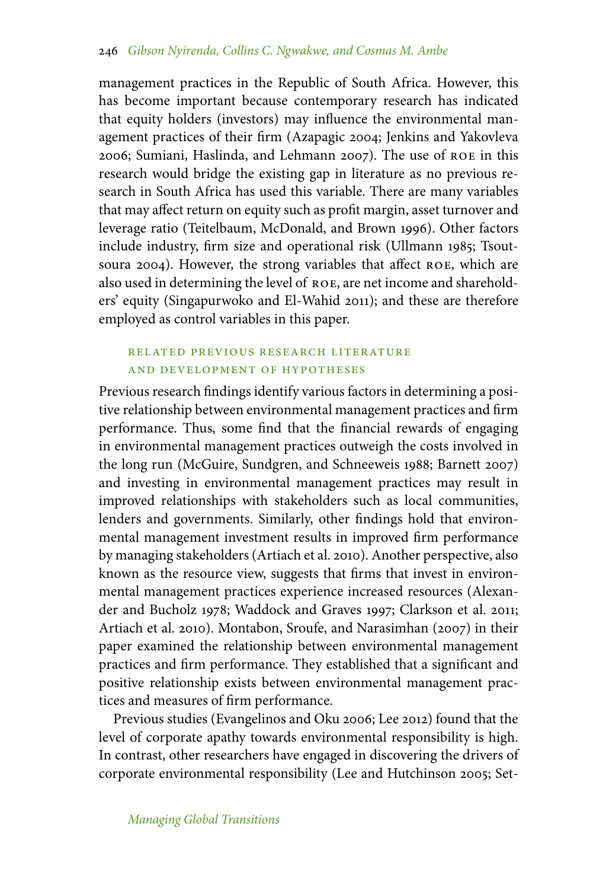management practices in the Republic of South Africa. However, this has become important because contemporary research has indicated that equity holders (investors) may influence the environmental management practices of their firm (Azapagic 2004; Jenkins and Yakovleva 2006; Sumiani, Haslinda, and Lehmann 2007). The use of ROE in this research would bridge the existing gap in literature as no previous research in South Africa has used this variable. There are many variables that may affect return on equity such as profit margin, asset turnover and leverage ratio (Teitelbaum, McDonald, and Brown 1996). Other factors include industry, firm size and operational risk (Ullmann 1985; Tsoutsoura 2004). However, the strong variables that affect ROE, which are also used in determining the level of ROE, are net income and shareholders' equity (Singapurwoko and El-Wahid 2011); and these are therefore employed as control variables in this paper.

## Related Previous Research Literature and Development of Hypotheses

Previous research findings identify various factors in determining a positive relationship between environmental management practices and firm performance. Thus, some find that the financial rewards of engaging in environmental management practices outweigh the costs involved in the long run (McGuire, Sundgren, and Schneeweis 1988; Barnett 2007) and investing in environmental management practices may result in improved relationships with stakeholders such as local communities, lenders and governments. Similarly, other findings hold that environmental management investment results in improved firm performance by managing stakeholders (Artiach et al. 2010). Another perspective, also known as the resource view, suggests that firms that invest in environmental management practices experience increased resources (Alexander and Bucholz 1978; Waddock and Graves 1997; Clarkson et al. 2011; Artiach et al. 2010). Montabon, Sroufe, and Narasimhan (2007) in their paper examined the relationship between environmental management practices and firm performance. They established that a significant and positive relationship exists between environmental management practices and measures of firm performance.

Previous studies (Evangelinos and Oku 2006; Lee 2012) found that the level of corporate apathy towards environmental responsibility is high. In contrast, other researchers have engaged in discovering the drivers of corporate environmental responsibility (Lee and Hutchinson 2005; Set-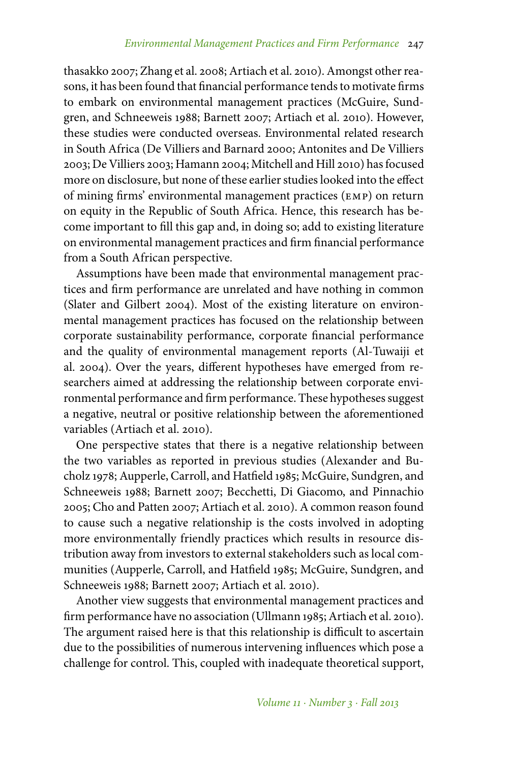thasakko 2007; Zhang et al. 2008; Artiach et al. 2010). Amongst other reasons, it has been found that financial performance tends to motivate firms to embark on environmental management practices (McGuire, Sundgren, and Schneeweis 1988; Barnett 2007; Artiach et al. 2010). However, these studies were conducted overseas. Environmental related research in South Africa (De Villiers and Barnard 2000; Antonites and De Villiers 2003; De Villiers 2003; Hamann 2004; Mitchell and Hill 2010) has focused more on disclosure, but none of these earlier studies looked into the effect of mining firms' environmental management practices (EMP) on return on equity in the Republic of South Africa. Hence, this research has become important to fill this gap and, in doing so; add to existing literature on environmental management practices and firm financial performance from a South African perspective.

Assumptions have been made that environmental management practices and firm performance are unrelated and have nothing in common (Slater and Gilbert 2004). Most of the existing literature on environmental management practices has focused on the relationship between corporate sustainability performance, corporate financial performance and the quality of environmental management reports (Al-Tuwaiji et al. 2004). Over the years, different hypotheses have emerged from researchers aimed at addressing the relationship between corporate environmental performance and firm performance. These hypotheses suggest a negative, neutral or positive relationship between the aforementioned variables (Artiach et al. 2010).

One perspective states that there is a negative relationship between the two variables as reported in previous studies (Alexander and Bucholz 1978; Aupperle, Carroll, and Hatfield 1985; McGuire, Sundgren, and Schneeweis 1988; Barnett 2007; Becchetti, Di Giacomo, and Pinnachio 2005; Cho and Patten 2007; Artiach et al. 2010). A common reason found to cause such a negative relationship is the costs involved in adopting more environmentally friendly practices which results in resource distribution away from investors to external stakeholders such as local communities (Aupperle, Carroll, and Hatfield 1985; McGuire, Sundgren, and Schneeweis 1988; Barnett 2007; Artiach et al. 2010).

Another view suggests that environmental management practices and firm performance have no association (Ullmann 1985; Artiach et al. 2010). The argument raised here is that this relationship is difficult to ascertain due to the possibilities of numerous intervening influences which pose a challenge for control. This, coupled with inadequate theoretical support,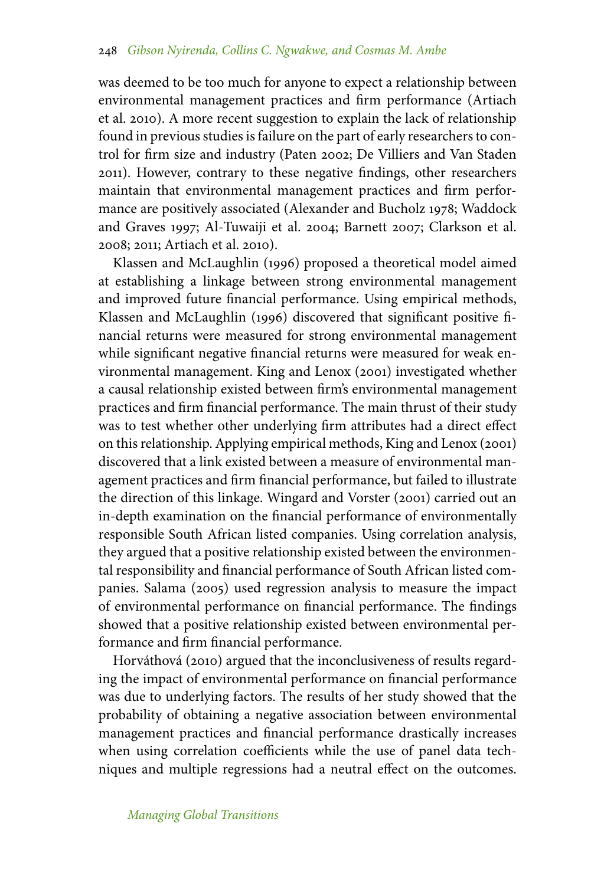was deemed to be too much for anyone to expect a relationship between environmental management practices and firm performance (Artiach et al. 2010). A more recent suggestion to explain the lack of relationship found in previous studies is failure on the part of early researchers to control for firm size and industry (Paten 2002; De Villiers and Van Staden 2011). However, contrary to these negative findings, other researchers maintain that environmental management practices and firm performance are positively associated (Alexander and Bucholz 1978; Waddock and Graves 1997; Al-Tuwaiji et al. 2004; Barnett 2007; Clarkson et al. 2008; 2011; Artiach et al. 2010).

Klassen and McLaughlin (1996) proposed a theoretical model aimed at establishing a linkage between strong environmental management and improved future financial performance. Using empirical methods, Klassen and McLaughlin (1996) discovered that significant positive financial returns were measured for strong environmental management while significant negative financial returns were measured for weak environmental management. King and Lenox (2001) investigated whether a causal relationship existed between firm's environmental management practices and firm financial performance. The main thrust of their study was to test whether other underlying firm attributes had a direct effect on this relationship. Applying empirical methods, King and Lenox (2001) discovered that a link existed between a measure of environmental management practices and firm financial performance, but failed to illustrate the direction of this linkage. Wingard and Vorster (2001) carried out an in-depth examination on the financial performance of environmentally responsible South African listed companies. Using correlation analysis, they argued that a positive relationship existed between the environmental responsibility and financial performance of South African listed companies. Salama (2005) used regression analysis to measure the impact of environmental performance on financial performance. The findings showed that a positive relationship existed between environmental performance and firm financial performance.

Horváthová (2010) argued that the inconclusiveness of results regarding the impact of environmental performance on financial performance was due to underlying factors. The results of her study showed that the probability of obtaining a negative association between environmental management practices and financial performance drastically increases when using correlation coefficients while the use of panel data techniques and multiple regressions had a neutral effect on the outcomes.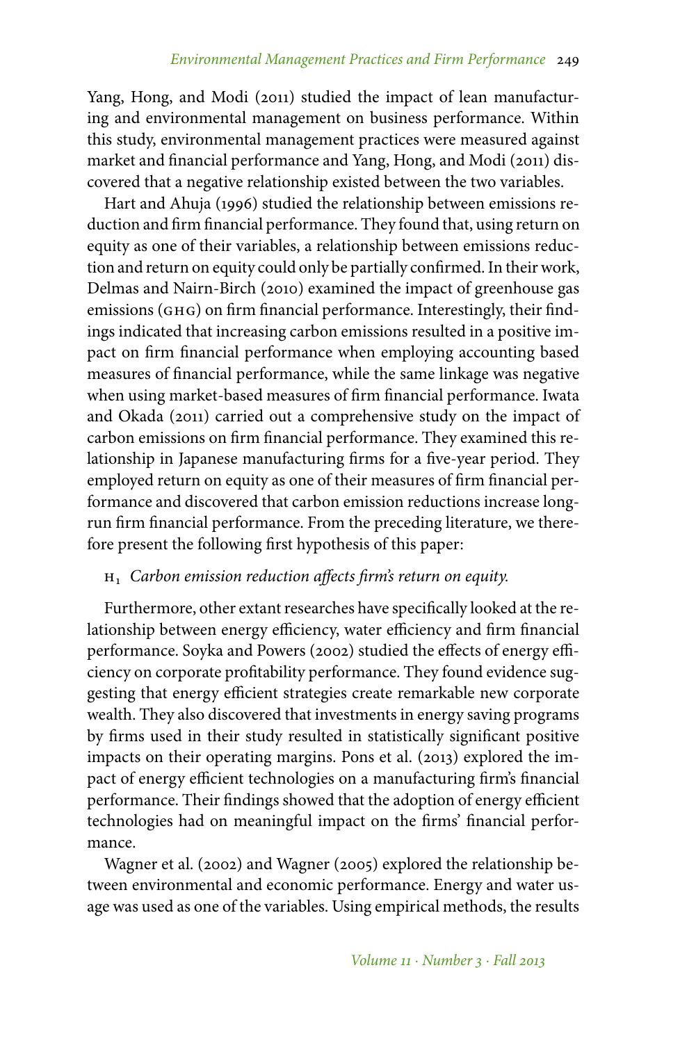Yang, Hong, and Modi (2011) studied the impact of lean manufacturing and environmental management on business performance. Within this study, environmental management practices were measured against market and financial performance and Yang, Hong, and Modi (2011) discovered that a negative relationship existed between the two variables.

Hart and Ahuja (1996) studied the relationship between emissions reduction and firm financial performance. They found that, using return on equity as one of their variables, a relationship between emissions reduction and return on equity could only be partially confirmed. In their work, Delmas and Nairn-Birch (2010) examined the impact of greenhouse gas emissions (GHG) on firm financial performance. Interestingly, their findings indicated that increasing carbon emissions resulted in a positive impact on firm financial performance when employing accounting based measures of financial performance, while the same linkage was negative when using market-based measures of firm financial performance. Iwata and Okada (2011) carried out a comprehensive study on the impact of carbon emissions on firm financial performance. They examined this relationship in Japanese manufacturing firms for a five-year period. They employed return on equity as one of their measures of firm financial performance and discovered that carbon emission reductions increase long-run firm financial performance. From the preceding literature, we therefore present the following first hypothesis of this paper:

$H_1$ *Carbon emission reduction affects firm's return on equity.*

Furthermore, other extant researches have specifically looked at the relationship between energy efficiency, water efficiency and firm financial performance. Soyka and Powers (2002) studied the effects of energy efficiency on corporate profitability performance. They found evidence suggesting that energy efficient strategies create remarkable new corporate wealth. They also discovered that investments in energy saving programs by firms used in their study resulted in statistically significant positive impacts on their operating margins. Pons et al. (2013) explored the impact of energy efficient technologies on a manufacturing firm's financial performance. Their findings showed that the adoption of energy efficient technologies had on meaningful impact on the firms' financial performance.

Wagner et al. (2002) and Wagner (2005) explored the relationship between environmental and economic performance. Energy and water usage was used as one of the variables. Using empirical methods, the results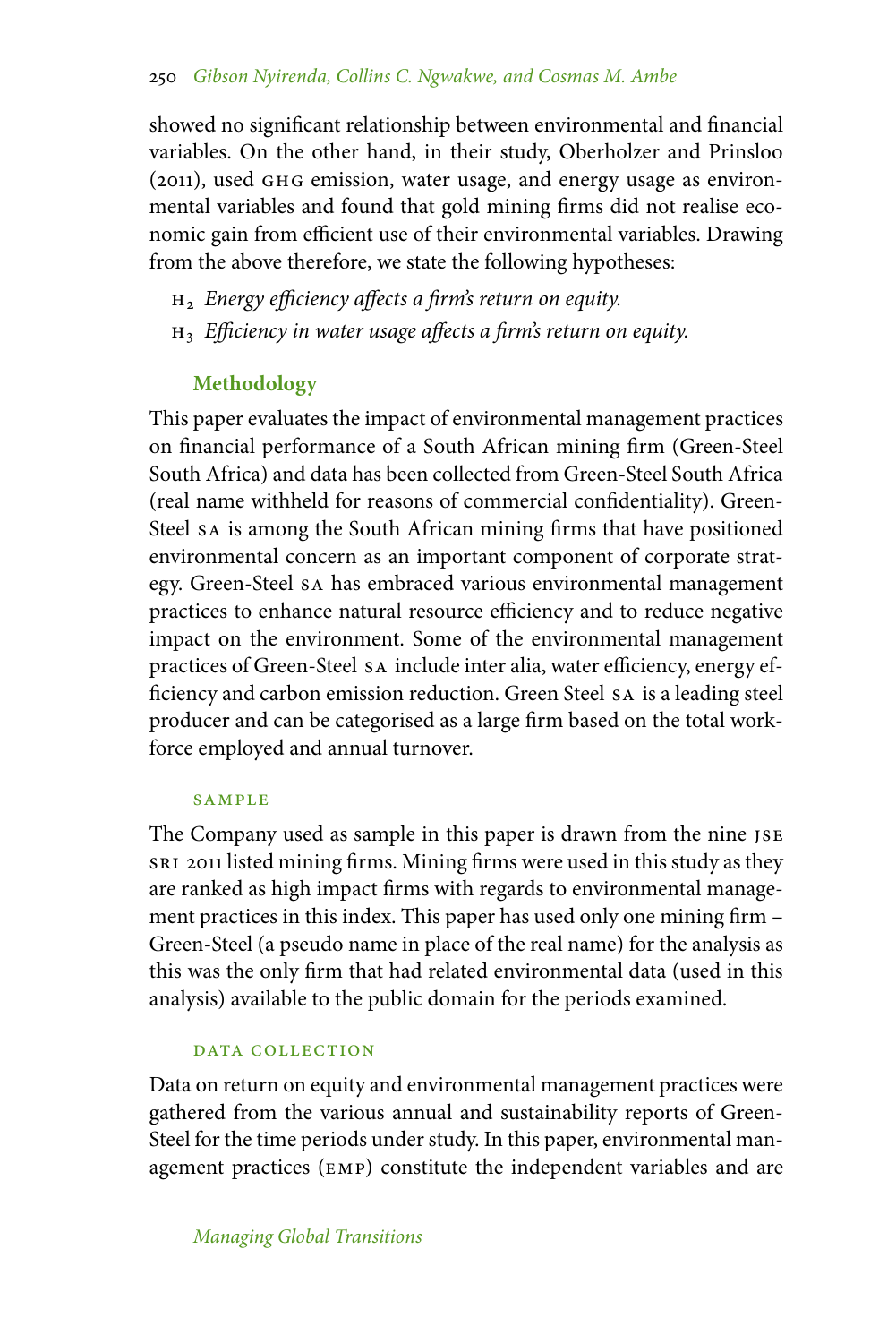showed no significant relationship between environmental and financial variables. On the other hand, in their study, Oberholzer and Prinsloo (2011), used GHG emission, water usage, and energy usage as environmental variables and found that gold mining firms did not realise economic gain from efficient use of their environmental variables. Drawing from the above therefore, we state the following hypotheses:

- $H_2$ *Energy efficiency affects a firm's return on equity.*
- $H_3$ *Efficiency in water usage affects a firm's return on equity.*

## Methodology

This paper evaluates the impact of environmental management practices on financial performance of a South African mining firm (Green-Steel South Africa) and data has been collected from Green-Steel South Africa (real name withheld for reasons of commercial confidentiality). Green-Steel SA is among the South African mining firms that have positioned environmental concern as an important component of corporate strategy. Green-Steel SA has embraced various environmental management practices to enhance natural resource efficiency and to reduce negative impact on the environment. Some of the environmental management practices of Green-Steel SA include inter alia, water efficiency, energy efficiency and carbon emission reduction. Green Steel SA is a leading steel producer and can be categorised as a large firm based on the total workforce employed and annual turnover.

### Sample

The Company used as sample in this paper is drawn from the nine JSE SRI 2011 listed mining firms. Mining firms were used in this study as they are ranked as high impact firms with regards to environmental management practices in this index. This paper has used only one mining firm – Green-Steel (a pseudo name in place of the real name) for the analysis as this was the only firm that had related environmental data (used in this analysis) available to the public domain for the periods examined.

### Data Collection

Data on return on equity and environmental management practices were gathered from the various annual and sustainability reports of Green-Steel for the time periods under study. In this paper, environmental management practices (EMP) constitute the independent variables and are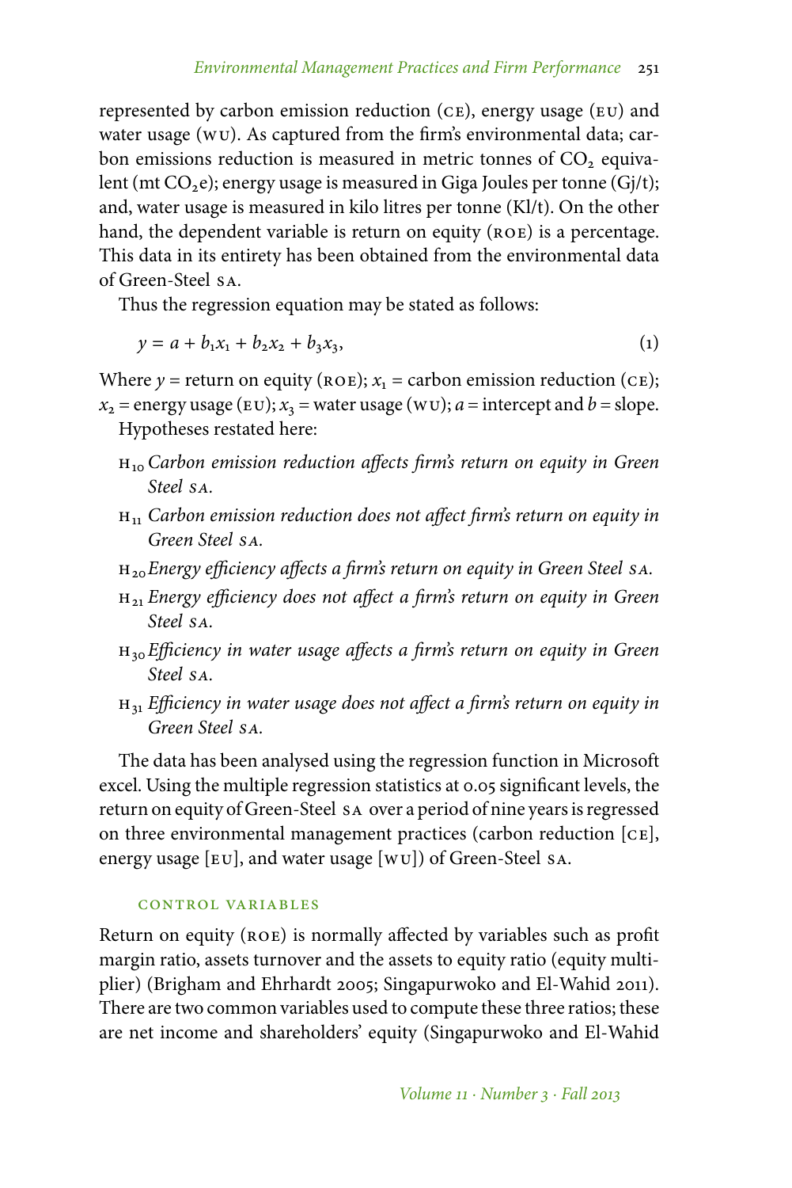represented by carbon emission reduction (CE), energy usage (EU) and water usage (WU). As captured from the firm's environmental data; carbon emissions reduction is measured in metric tonnes of $CO_2$ equivalent (mt $CO_2$e); energy usage is measured in Giga Joules per tonne (Gj/t); and, water usage is measured in kilo litres per tonne (Kl/t). On the other hand, the dependent variable is return on equity (ROE) is a percentage. This data in its entirety has been obtained from the environmental data of Green-Steel SA.

Thus the regression equation may be stated as follows:

$$y = a + b_1x_1 + b_2x_2 + b_3x_3, \tag{1}$$

Where $y$ = return on equity (ROE); $x_1$ = carbon emission reduction (CE); $x_2$ = energy usage (EU); $x_3$ = water usage (WU); $a$ = intercept and $b$ = slope.

Hypotheses restated here:

- $H_{10}$ *Carbon emission reduction affects firm's return on equity in Green Steel SA.*
- $H_{11}$ *Carbon emission reduction does not affect firm's return on equity in Green Steel SA.*
- $H_{20}$ *Energy efficiency affects a firm's return on equity in Green Steel SA.*
- $H_{21}$ *Energy efficiency does not affect a firm's return on equity in Green Steel SA.*
- $H_{30}$ *Efficiency in water usage affects a firm's return on equity in Green Steel SA.*
- $H_{31}$ *Efficiency in water usage does not affect a firm's return on equity in Green Steel SA.*

The data has been analysed using the regression function in Microsoft excel. Using the multiple regression statistics at 0.05 significant levels, the return on equity of Green-Steel SA over a period of nine years is regressed on three environmental management practices (carbon reduction [CE], energy usage [EU], and water usage [WU]) of Green-Steel SA.

### CONTROL VARIABLES

Return on equity (ROE) is normally affected by variables such as profit margin ratio, assets turnover and the assets to equity ratio (equity multiplier) (Brigham and Ehrhardt 2005; Singapurwoko and El-Wahid 2011). There are two common variables used to compute these three ratios; these are net income and shareholders' equity (Singapurwoko and El-Wahid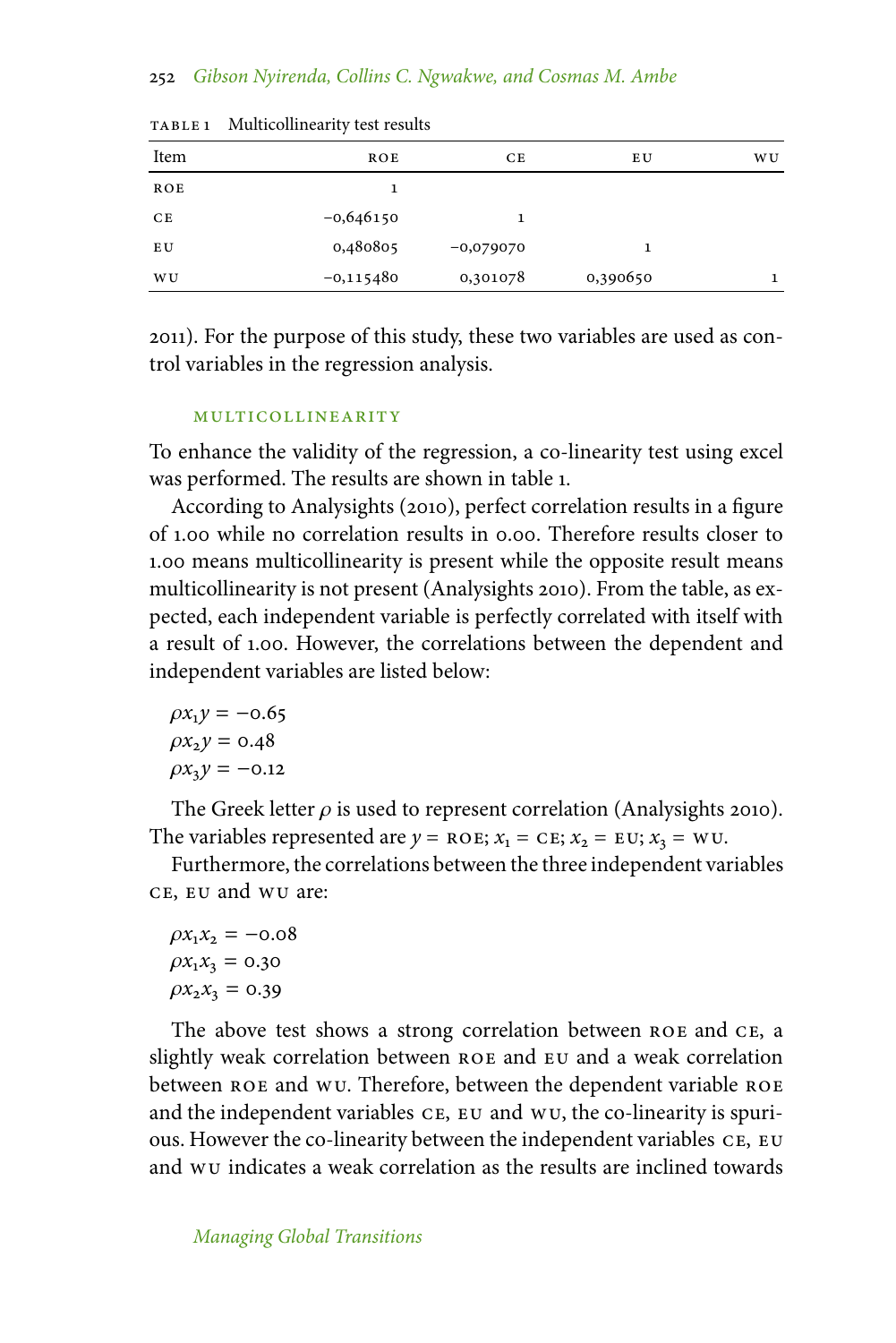TABLE 1 Multicollinearity test results

| Item | ROE | CE | EU | WU |
|---|---|---|---|---|
| ROE | 1 | | | |
| CE | −0,646150 | 1 | | |
| EU | 0,480805 | −0,079070 | 1 | |
| WU | −0,115480 | 0,301078 | 0,390650 | 1 |

2011). For the purpose of this study, these two variables are used as control variables in the regression analysis.

### MULTICOLLINEARITY

To enhance the validity of the regression, a co-linearity test using excel was performed. The results are shown in table 1.

According to Analysights (2010), perfect correlation results in a figure of 1.00 while no correlation results in 0.00. Therefore results closer to 1.00 means multicollinearity is present while the opposite result means multicollinearity is not present (Analysights 2010). From the table, as expected, each independent variable is perfectly correlated with itself with a result of 1.00. However, the correlations between the dependent and independent variables are listed below:

$\rho x_1 y = -0.65$
$\rho x_2 y = 0.48$
$\rho x_3 y = -0.12$

The Greek letter $\rho$ is used to represent correlation (Analysights 2010). The variables represented are $y$ = ROE; $x_1$ = CE; $x_2$ = EU; $x_3$ = WU.

Furthermore, the correlations between the three independent variables CE, EU and WU are:

$\rho x_1 x_2 = -0.08$
$\rho x_1 x_3 = 0.30$
$\rho x_2 x_3 = 0.39$

The above test shows a strong correlation between ROE and CE, a slightly weak correlation between ROE and EU and a weak correlation between ROE and WU. Therefore, between the dependent variable ROE and the independent variables CE, EU and WU, the co-linearity is spurious. However the co-linearity between the independent variables CE, EU and WU indicates a weak correlation as the results are inclined towards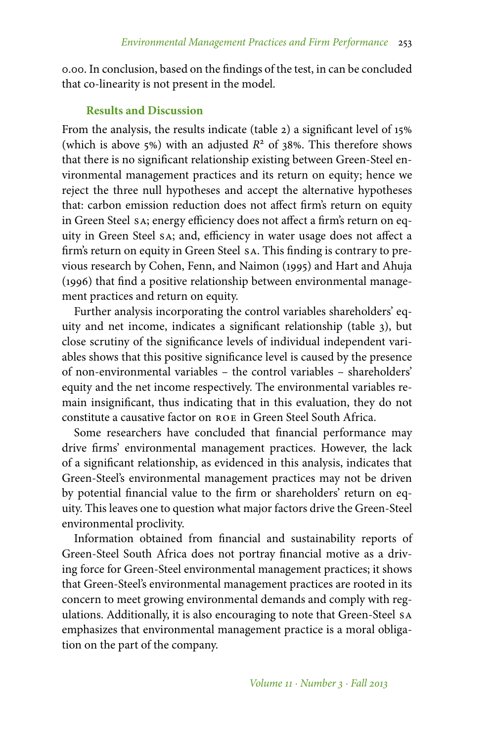0.00. In conclusion, based on the findings of the test, in can be concluded that co-linearity is not present in the model.

## Results and Discussion

From the analysis, the results indicate (table 2) a significant level of 15% (which is above 5%) with an adjusted $R^2$ of 38%. This therefore shows that there is no significant relationship existing between Green-Steel environmental management practices and its return on equity; hence we reject the three null hypotheses and accept the alternative hypotheses that: carbon emission reduction does not affect firm's return on equity in Green Steel SA; energy efficiency does not affect a firm's return on equity in Green Steel SA; and, efficiency in water usage does not affect a firm's return on equity in Green Steel SA. This finding is contrary to previous research by Cohen, Fenn, and Naimon (1995) and Hart and Ahuja (1996) that find a positive relationship between environmental management practices and return on equity.

Further analysis incorporating the control variables shareholders' equity and net income, indicates a significant relationship (table 3), but close scrutiny of the significance levels of individual independent variables shows that this positive significance level is caused by the presence of non-environmental variables – the control variables – shareholders' equity and the net income respectively. The environmental variables remain insignificant, thus indicating that in this evaluation, they do not constitute a causative factor on ROE in Green Steel South Africa.

Some researchers have concluded that financial performance may drive firms' environmental management practices. However, the lack of a significant relationship, as evidenced in this analysis, indicates that Green-Steel's environmental management practices may not be driven by potential financial value to the firm or shareholders' return on equity. This leaves one to question what major factors drive the Green-Steel environmental proclivity.

Information obtained from financial and sustainability reports of Green-Steel South Africa does not portray financial motive as a driving force for Green-Steel environmental management practices; it shows that Green-Steel's environmental management practices are rooted in its concern to meet growing environmental demands and comply with regulations. Additionally, it is also encouraging to note that Green-Steel SA emphasizes that environmental management practice is a moral obligation on the part of the company.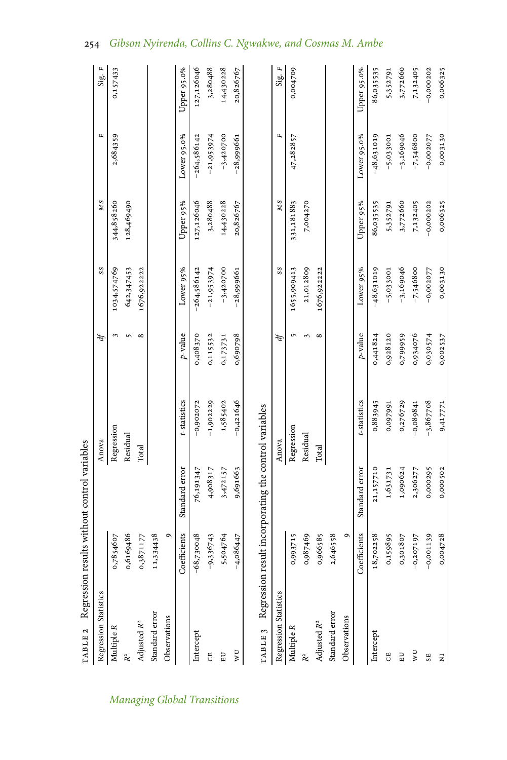TABLE 2 Regression results without control variables

| Regression Statistics | | Anova | *df* | *SS* | *MS* | *F* | Sig. *F* |
|---|---|---|---|---|---|---|---|
| Multiple *R* | 0,7854607 | Regression | 3 | 1034,574769 | 344,858260 | 2,684359 | 0,157433 |
| $R^2$ | 0,6169486 | Residual | 5 | 642,347453 | 128,469490 | | |
| Adjusted $R^2$ | 0,3871177 | Total | 8 | 1676,922222 | | | |
| Standard error | 11,334438 | | | | | | |
| Observations | 9 | | | | | | |

| | Coefficients | Standard error | *t*-statistics | *p*-value | Lower 95% | Upper 95% | Lower 95,0% | Upper 95,0% |
|---|---|---|---|---|---|---|---|---|
| Intercept | –68,730048 | 76,191347 | –0,902072 | 0,408370 | –264,586142 | 127,126046 | –264,586142 | 127,126046 |
| CE | –9,336743 | 4,908317 | –1,902229 | 0,115532 | –21,953974 | 3,280488 | –21,953974 | 3,280488 |
| EU | 5,504764 | 3,472157 | 1,585402 | 0,173731 | –3,420700 | 14,430228 | –3,420700 | 14,430228 |
| WU | –4,086447 | 9,691663 | –0,421646 | 0,690798 | –28,999661 | 20,826767 | –28,999661 | 20,826767 |

TABLE 3 Regression result incorporating the control variables

| Regression Statistics | | Anova | *df* | *SS* | *MS* | *F* | Sig. *F* |
|---|---|---|---|---|---|---|---|
| Multiple *R* | 0,993715 | Regression | 5 | 1655,909413 | 331,181883 | 47,282857 | 0,004709 |
| $R^2$ | 0,987469 | Residual | 3 | 21,012809 | 7,004270 | | |
| Adjusted $R^2$ | 0,966585 | Total | 8 | 1676,922222 | | | |
| Standard error | 2,646558 | | | | | | |
| Observations | 9 | | | | | | |

| | Coefficients | Standard error | *t*-statistics | *p*-value | Lower 95% | Upper 95% | Lower 95,0% | Upper 95,0% |
|---|---|---|---|---|---|---|---|---|
| Intercept | 18,702258 | 21,157710 | 0,883945 | 0,441824 | –48,631019 | 86,035535 | –48,631019 | 86,035535 |
| CE | 0,159895 | 1,631731 | 0,097991 | 0,928120 | –5,033001 | 5,352791 | –5,033001 | 5,352791 |
| EU | 0,301807 | 1,090624 | 0,276729 | 0,799959 | –3,169046 | 3,772660 | –3,169046 | 3,772660 |
| WU | –0,207197 | 2,306277 | –0,089841 | 0,934076 | –7,546800 | 7,132405 | –7,546800 | 7,132405 |
| SE | –0,001139 | 0,000295 | –3,867708 | 0,030574 | –0,002077 | –0,000202 | –0,002077 | –0,000202 |
| NI | 0,004728 | 0,000502 | 9,417771 | 0,002537 | 0,003130 | 0,006325 | 0,003130 | 0,006325 |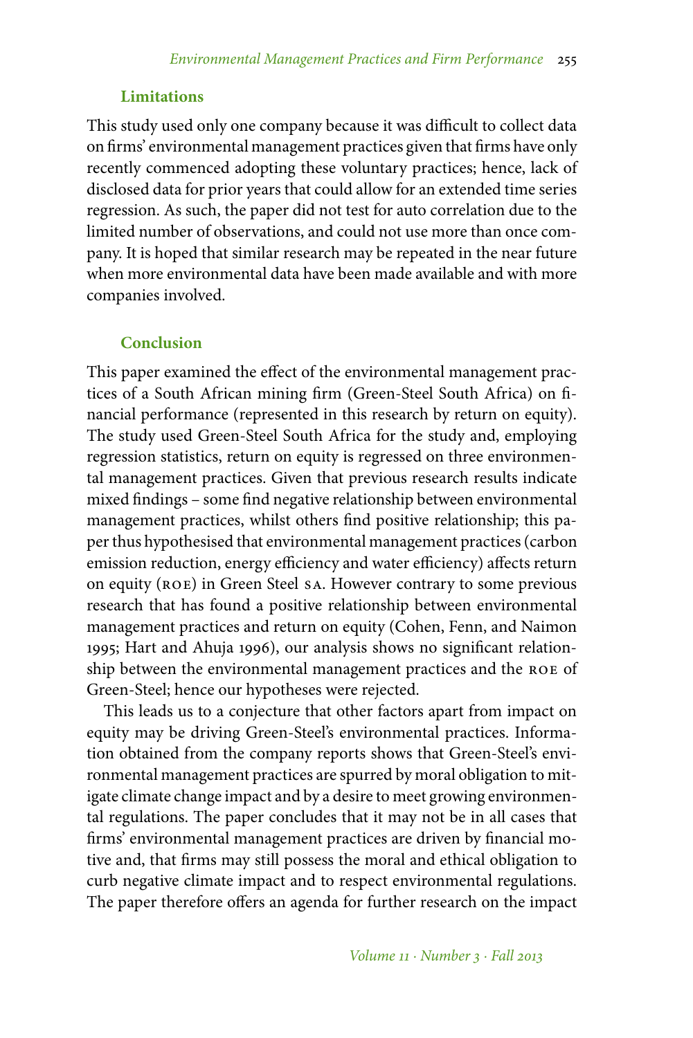### Limitations

This study used only one company because it was difficult to collect data on firms' environmental management practices given that firms have only recently commenced adopting these voluntary practices; hence, lack of disclosed data for prior years that could allow for an extended time series regression. As such, the paper did not test for auto correlation due to the limited number of observations, and could not use more than once company. It is hoped that similar research may be repeated in the near future when more environmental data have been made available and with more companies involved.

### Conclusion

This paper examined the effect of the environmental management practices of a South African mining firm (Green-Steel South Africa) on financial performance (represented in this research by return on equity). The study used Green-Steel South Africa for the study and, employing regression statistics, return on equity is regressed on three environmental management practices. Given that previous research results indicate mixed findings – some find negative relationship between environmental management practices, whilst others find positive relationship; this paper thus hypothesised that environmental management practices (carbon emission reduction, energy efficiency and water efficiency) affects return on equity (ROE) in Green Steel SA. However contrary to some previous research that has found a positive relationship between environmental management practices and return on equity (Cohen, Fenn, and Naimon 1995; Hart and Ahuja 1996), our analysis shows no significant relationship between the environmental management practices and the ROE of Green-Steel; hence our hypotheses were rejected.

This leads us to a conjecture that other factors apart from impact on equity may be driving Green-Steel's environmental practices. Information obtained from the company reports shows that Green-Steel's environmental management practices are spurred by moral obligation to mitigate climate change impact and by a desire to meet growing environmental regulations. The paper concludes that it may not be in all cases that firms' environmental management practices are driven by financial motive and, that firms may still possess the moral and ethical obligation to curb negative climate impact and to respect environmental regulations. The paper therefore offers an agenda for further research on the impact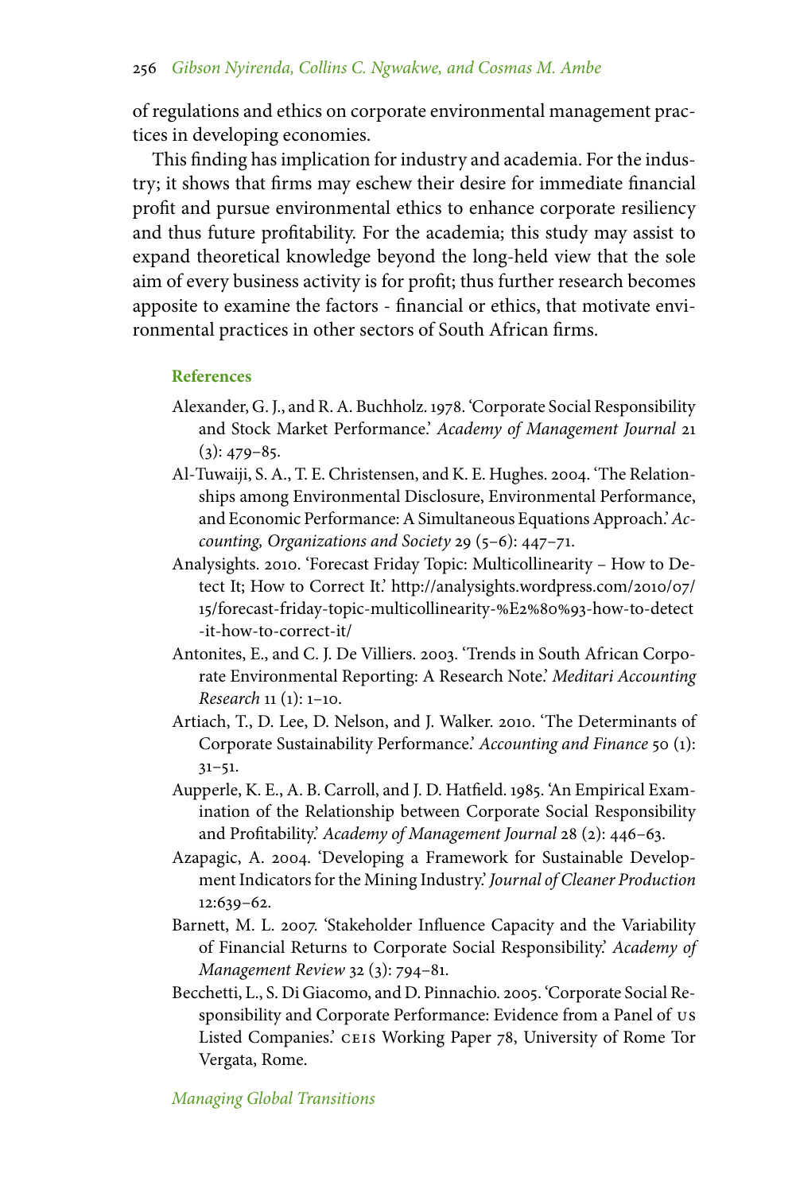of regulations and ethics on corporate environmental management practices in developing economies.

This finding has implication for industry and academia. For the industry; it shows that firms may eschew their desire for immediate financial profit and pursue environmental ethics to enhance corporate resiliency and thus future profitability. For the academia; this study may assist to expand theoretical knowledge beyond the long-held view that the sole aim of every business activity is for profit; thus further research becomes apposite to examine the factors - financial or ethics, that motivate environmental practices in other sectors of South African firms.

## References

Alexander, G. J., and R. A. Buchholz. 1978. 'Corporate Social Responsibility and Stock Market Performance.' *Academy of Management Journal* 21 (3): 479–85.

Al-Tuwaiji, S. A., T. E. Christensen, and K. E. Hughes. 2004. 'The Relationships among Environmental Disclosure, Environmental Performance, and Economic Performance: A Simultaneous Equations Approach.' *Accounting, Organizations and Society* 29 (5–6): 447–71.

Analysights. 2010. 'Forecast Friday Topic: Multicollinearity – How to Detect It; How to Correct It.' http://analysights.wordpress.com/2010/07/15/forecast-friday-topic-multicollinearity-%E2%80%93-how-to-detect-it-how-to-correct-it/

Antonites, E., and C. J. De Villiers. 2003. 'Trends in South African Corporate Environmental Reporting: A Research Note.' *Meditari Accounting Research* 11 (1): 1–10.

Artiach, T., D. Lee, D. Nelson, and J. Walker. 2010. 'The Determinants of Corporate Sustainability Performance.' *Accounting and Finance* 50 (1): 31–51.

Aupperle, K. E., A. B. Carroll, and J. D. Hatfield. 1985. 'An Empirical Examination of the Relationship between Corporate Social Responsibility and Profitability.' *Academy of Management Journal* 28 (2): 446–63.

Azapagic, A. 2004. 'Developing a Framework for Sustainable Development Indicators for the Mining Industry.' *Journal of Cleaner Production* 12:639–62.

Barnett, M. L. 2007. 'Stakeholder Influence Capacity and the Variability of Financial Returns to Corporate Social Responsibility.' *Academy of Management Review* 32 (3): 794–81.

Becchetti, L., S. Di Giacomo, and D. Pinnachio. 2005. 'Corporate Social Responsibility and Corporate Performance: Evidence from a Panel of US Listed Companies.' CEIS Working Paper 78, University of Rome Tor Vergata, Rome.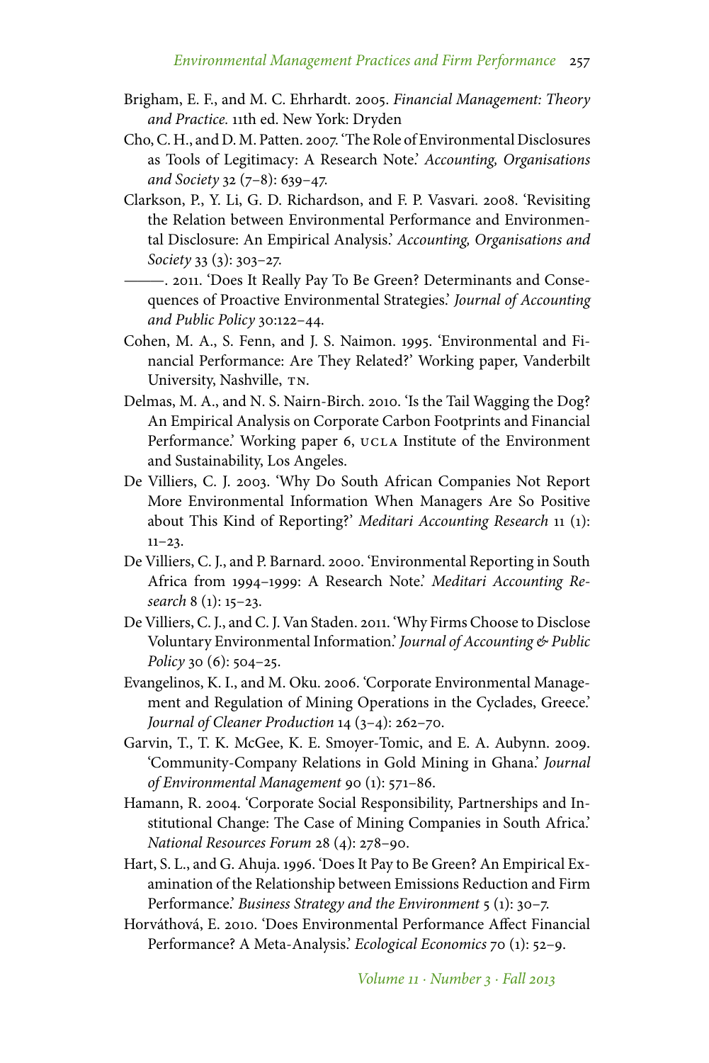Brigham, E. F., and M. C. Ehrhardt. 2005. *Financial Management: Theory and Practice.* 11th ed. New York: Dryden

Cho, C. H., and D. M. Patten. 2007. 'The Role of Environmental Disclosures as Tools of Legitimacy: A Research Note.' *Accounting, Organisations and Society* 32 (7–8): 639–47.

Clarkson, P., Y. Li, G. D. Richardson, and F. P. Vasvari. 2008. 'Revisiting the Relation between Environmental Performance and Environmental Disclosure: An Empirical Analysis.' *Accounting, Organisations and Society* 33 (3): 303–27.

———. 2011. 'Does It Really Pay To Be Green? Determinants and Consequences of Proactive Environmental Strategies.' *Journal of Accounting and Public Policy* 30:122–44.

Cohen, M. A., S. Fenn, and J. S. Naimon. 1995. 'Environmental and Financial Performance: Are They Related?' Working paper, Vanderbilt University, Nashville, TN.

Delmas, M. A., and N. S. Nairn-Birch. 2010. 'Is the Tail Wagging the Dog? An Empirical Analysis on Corporate Carbon Footprints and Financial Performance.' Working paper 6, UCLA Institute of the Environment and Sustainability, Los Angeles.

De Villiers, C. J. 2003. 'Why Do South African Companies Not Report More Environmental Information When Managers Are So Positive about This Kind of Reporting?' *Meditari Accounting Research* 11 (1): 11–23.

De Villiers, C. J., and P. Barnard. 2000. 'Environmental Reporting in South Africa from 1994–1999: A Research Note.' *Meditari Accounting Research* 8 (1): 15–23.

De Villiers, C. J., and C. J. Van Staden. 2011. 'Why Firms Choose to Disclose Voluntary Environmental Information.' *Journal of Accounting & Public Policy* 30 (6): 504–25.

Evangelinos, K. I., and M. Oku. 2006. 'Corporate Environmental Management and Regulation of Mining Operations in the Cyclades, Greece.' *Journal of Cleaner Production* 14 (3–4): 262–70.

Garvin, T., T. K. McGee, K. E. Smoyer-Tomic, and E. A. Aubynn. 2009. 'Community-Company Relations in Gold Mining in Ghana.' *Journal of Environmental Management* 90 (1): 571–86.

Hamann, R. 2004. 'Corporate Social Responsibility, Partnerships and Institutional Change: The Case of Mining Companies in South Africa.' *National Resources Forum* 28 (4): 278–90.

Hart, S. L., and G. Ahuja. 1996. 'Does It Pay to Be Green? An Empirical Examination of the Relationship between Emissions Reduction and Firm Performance.' *Business Strategy and the Environment* 5 (1): 30–7.

Horváthová, E. 2010. 'Does Environmental Performance Affect Financial Performance? A Meta-Analysis.' *Ecological Economics* 70 (1): 52–9.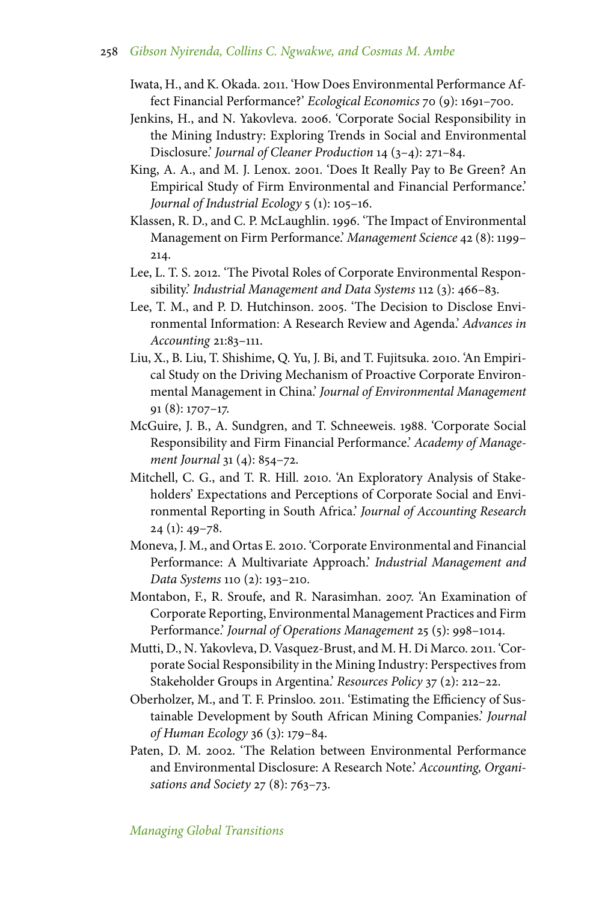Iwata, H., and K. Okada. 2011. 'How Does Environmental Performance Affect Financial Performance?' *Ecological Economics* 70 (9): 1691–700.

Jenkins, H., and N. Yakovleva. 2006. 'Corporate Social Responsibility in the Mining Industry: Exploring Trends in Social and Environmental Disclosure.' *Journal of Cleaner Production* 14 (3–4): 271–84.

King, A. A., and M. J. Lenox. 2001. 'Does It Really Pay to Be Green? An Empirical Study of Firm Environmental and Financial Performance.' *Journal of Industrial Ecology* 5 (1): 105–16.

Klassen, R. D., and C. P. McLaughlin. 1996. 'The Impact of Environmental Management on Firm Performance.' *Management Science* 42 (8): 1199–214.

Lee, L. T. S. 2012. 'The Pivotal Roles of Corporate Environmental Responsibility.' *Industrial Management and Data Systems* 112 (3): 466–83.

Lee, T. M., and P. D. Hutchinson. 2005. 'The Decision to Disclose Environmental Information: A Research Review and Agenda.' *Advances in Accounting* 21:83–111.

Liu, X., B. Liu, T. Shishime, Q. Yu, J. Bi, and T. Fujitsuka. 2010. 'An Empirical Study on the Driving Mechanism of Proactive Corporate Environmental Management in China.' *Journal of Environmental Management* 91 (8): 1707–17.

McGuire, J. B., A. Sundgren, and T. Schneeweis. 1988. 'Corporate Social Responsibility and Firm Financial Performance.' *Academy of Management Journal* 31 (4): 854–72.

Mitchell, C. G., and T. R. Hill. 2010. 'An Exploratory Analysis of Stakeholders' Expectations and Perceptions of Corporate Social and Environmental Reporting in South Africa.' *Journal of Accounting Research* 24 (1): 49–78.

Moneva, J. M., and Ortas E. 2010. 'Corporate Environmental and Financial Performance: A Multivariate Approach.' *Industrial Management and Data Systems* 110 (2): 193–210.

Montabon, F., R. Sroufe, and R. Narasimhan. 2007. 'An Examination of Corporate Reporting, Environmental Management Practices and Firm Performance.' *Journal of Operations Management* 25 (5): 998–1014.

Mutti, D., N. Yakovleva, D. Vasquez-Brust, and M. H. Di Marco. 2011. 'Corporate Social Responsibility in the Mining Industry: Perspectives from Stakeholder Groups in Argentina.' *Resources Policy* 37 (2): 212–22.

Oberholzer, M., and T. F. Prinsloo. 2011. 'Estimating the Efficiency of Sustainable Development by South African Mining Companies.' *Journal of Human Ecology* 36 (3): 179–84.

Paten, D. M. 2002. 'The Relation between Environmental Performance and Environmental Disclosure: A Research Note.' *Accounting, Organisations and Society* 27 (8): 763–73.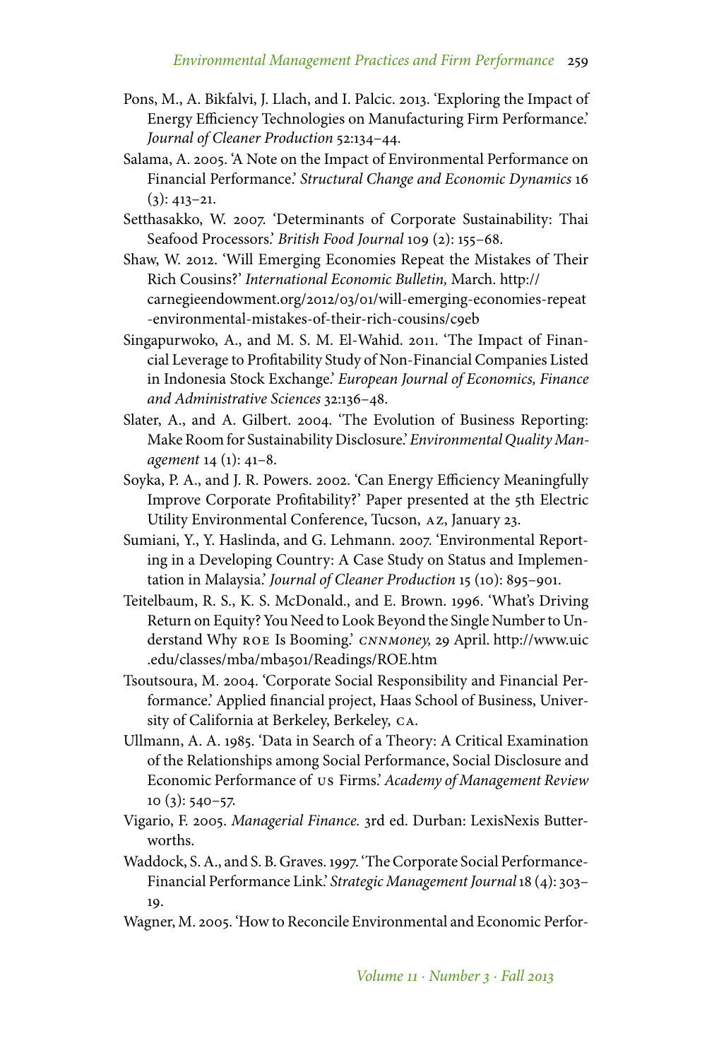Pons, M., A. Bikfalvi, J. Llach, and I. Palcic. 2013. 'Exploring the Impact of Energy Efficiency Technologies on Manufacturing Firm Performance.' *Journal of Cleaner Production* 52:134–44.

Salama, A. 2005. 'A Note on the Impact of Environmental Performance on Financial Performance.' *Structural Change and Economic Dynamics* 16 (3): 413–21.

Setthasakko, W. 2007. 'Determinants of Corporate Sustainability: Thai Seafood Processors.' *British Food Journal* 109 (2): 155–68.

Shaw, W. 2012. 'Will Emerging Economies Repeat the Mistakes of Their Rich Cousins?' *International Economic Bulletin,* March. http://carnegieendowment.org/2012/03/01/will-emerging-economies-repeat-environmental-mistakes-of-their-rich-cousins/c9eb

Singapurwoko, A., and M. S. M. El-Wahid. 2011. 'The Impact of Financial Leverage to Profitability Study of Non-Financial Companies Listed in Indonesia Stock Exchange.' *European Journal of Economics, Finance and Administrative Sciences* 32:136–48.

Slater, A., and A. Gilbert. 2004. 'The Evolution of Business Reporting: Make Room for Sustainability Disclosure.' *Environmental Quality Management* 14 (1): 41–8.

Soyka, P. A., and J. R. Powers. 2002. 'Can Energy Efficiency Meaningfully Improve Corporate Profitability?' Paper presented at the 5th Electric Utility Environmental Conference, Tucson, AZ, January 23.

Sumiani, Y., Y. Haslinda, and G. Lehmann. 2007. 'Environmental Reporting in a Developing Country: A Case Study on Status and Implementation in Malaysia.' *Journal of Cleaner Production* 15 (10): 895–901.

Teitelbaum, R. S., K. S. McDonald., and E. Brown. 1996. 'What's Driving Return on Equity? You Need to Look Beyond the Single Number to Understand Why ROE Is Booming.' *CNNMoney,* 29 April. http://www.uic.edu/classes/mba/mba501/Readings/ROE.htm

Tsoutsoura, M. 2004. 'Corporate Social Responsibility and Financial Performance.' Applied financial project, Haas School of Business, University of California at Berkeley, Berkeley, CA.

Ullmann, A. A. 1985. 'Data in Search of a Theory: A Critical Examination of the Relationships among Social Performance, Social Disclosure and Economic Performance of US Firms.' *Academy of Management Review* 10 (3): 540–57.

Vigario, F. 2005. *Managerial Finance.* 3rd ed. Durban: LexisNexis Butterworths.

Waddock, S. A., and S. B. Graves. 1997. 'The Corporate Social Performance-Financial Performance Link.' *Strategic Management Journal* 18 (4): 303–19.

Wagner, M. 2005. 'How to Reconcile Environmental and Economic Perfor-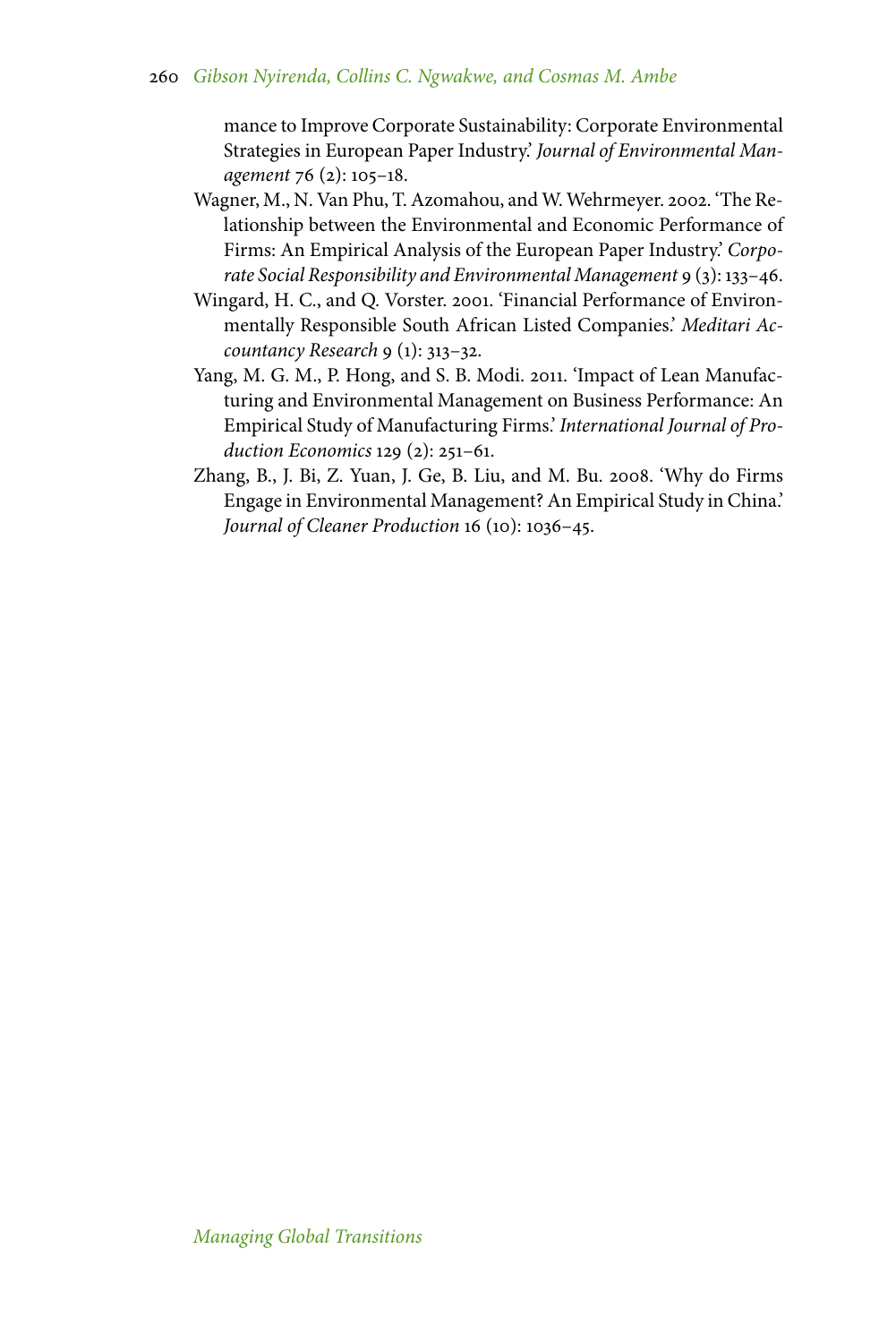mance to Improve Corporate Sustainability: Corporate Environmental Strategies in European Paper Industry.' *Journal of Environmental Management* 76 (2): 105–18.

Wagner, M., N. Van Phu, T. Azomahou, and W. Wehrmeyer. 2002. 'The Relationship between the Environmental and Economic Performance of Firms: An Empirical Analysis of the European Paper Industry.' *Corporate Social Responsibility and Environmental Management* 9 (3): 133–46.

Wingard, H. C., and Q. Vorster. 2001. 'Financial Performance of Environmentally Responsible South African Listed Companies.' *Meditari Accountancy Research* 9 (1): 313–32.

Yang, M. G. M., P. Hong, and S. B. Modi. 2011. 'Impact of Lean Manufacturing and Environmental Management on Business Performance: An Empirical Study of Manufacturing Firms.' *International Journal of Production Economics* 129 (2): 251–61.

Zhang, B., J. Bi, Z. Yuan, J. Ge, B. Liu, and M. Bu. 2008. 'Why do Firms Engage in Environmental Management? An Empirical Study in China.' *Journal of Cleaner Production* 16 (10): 1036–45.